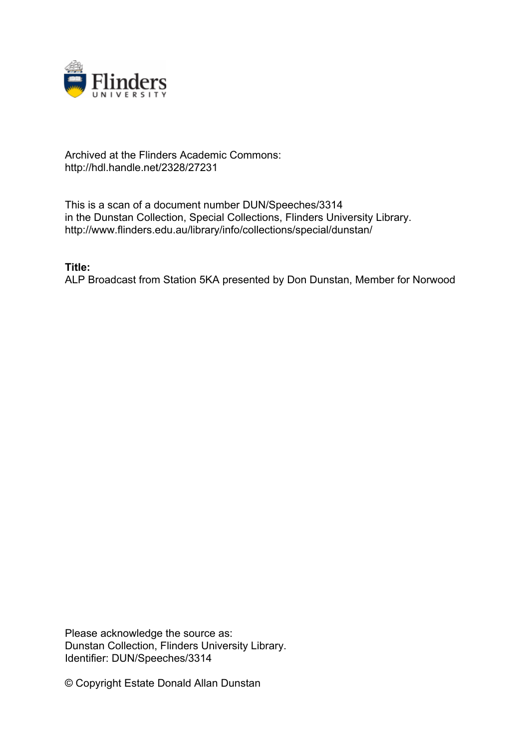Archived at the Flinders Academic Commons:
http://hdl.handle.net/2328/27231

This is a scan of a document number DUN/Speeches/3314
in the Dunstan Collection, Special Collections, Flinders University Library.
http://www.flinders.edu.au/library/info/collections/special/dunstan/

**Title:**
ALP Broadcast from Station 5KA presented by Don Dunstan, Member for Norwood

Please acknowledge the source as:
Dunstan Collection, Flinders University Library.
Identifier: DUN/Speeches/3314

© Copyright Estate Donald Allan Dunstan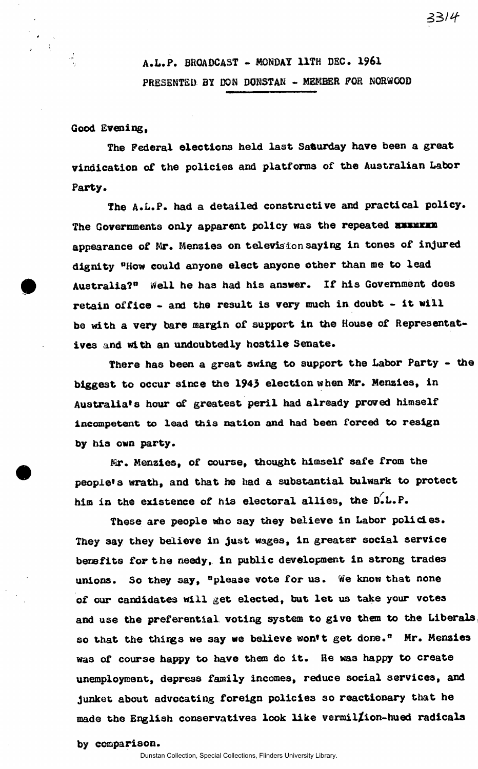A.L.P. BROADCAST - MONDAY 11TH DEC. 1961

PRESENTED BY DON DUNSTAN - MEMBER FOR NORWOOD

Good Evening,

The Federal elections held last Saturday have been a great vindication of the policies and platforms of the Australian Labor Party.

The A.L.P. had a detailed constructive and practical policy. The Governments only apparent policy was the repeated appearance of Mr. Menzies on television saying in tones of injured dignity "How could anyone elect anyone other than me to lead Australia?" Well he has had his answer. If his Government does retain office - and the result is very much in doubt - it will be with a very bare margin of support in the House of Representatives and with an undoubtedly hostile Senate.

There has been a great swing to support the Labor Party - the biggest to occur since the 1943 election when Mr. Menzies, in Australia's hour of greatest peril had already proved himself incompetent to lead this nation and had been forced to resign by his own party.

Mr. Menzies, of course, thought himself safe from the people's wrath, and that he had a substantial bulwark to protect him in the existence of his electoral allies, the D.L.P.

These are people who say they believe in Labor policies. They say they believe in just wages, in greater social service benefits for the needy, in public development in strong trades unions. So they say, "please vote for us. We know that none of our candidates will get elected, but let us take your votes and use the preferential voting system to give them to the Liberals, so that the things we say we believe won't get done." Mr. Menzies was of course happy to have them do it. He was happy to create unemployment, depress family incomes, reduce social services, and junket about advocating foreign policies so reactionary that he made the English conservatives look like vermilion-hued radicals by comparison.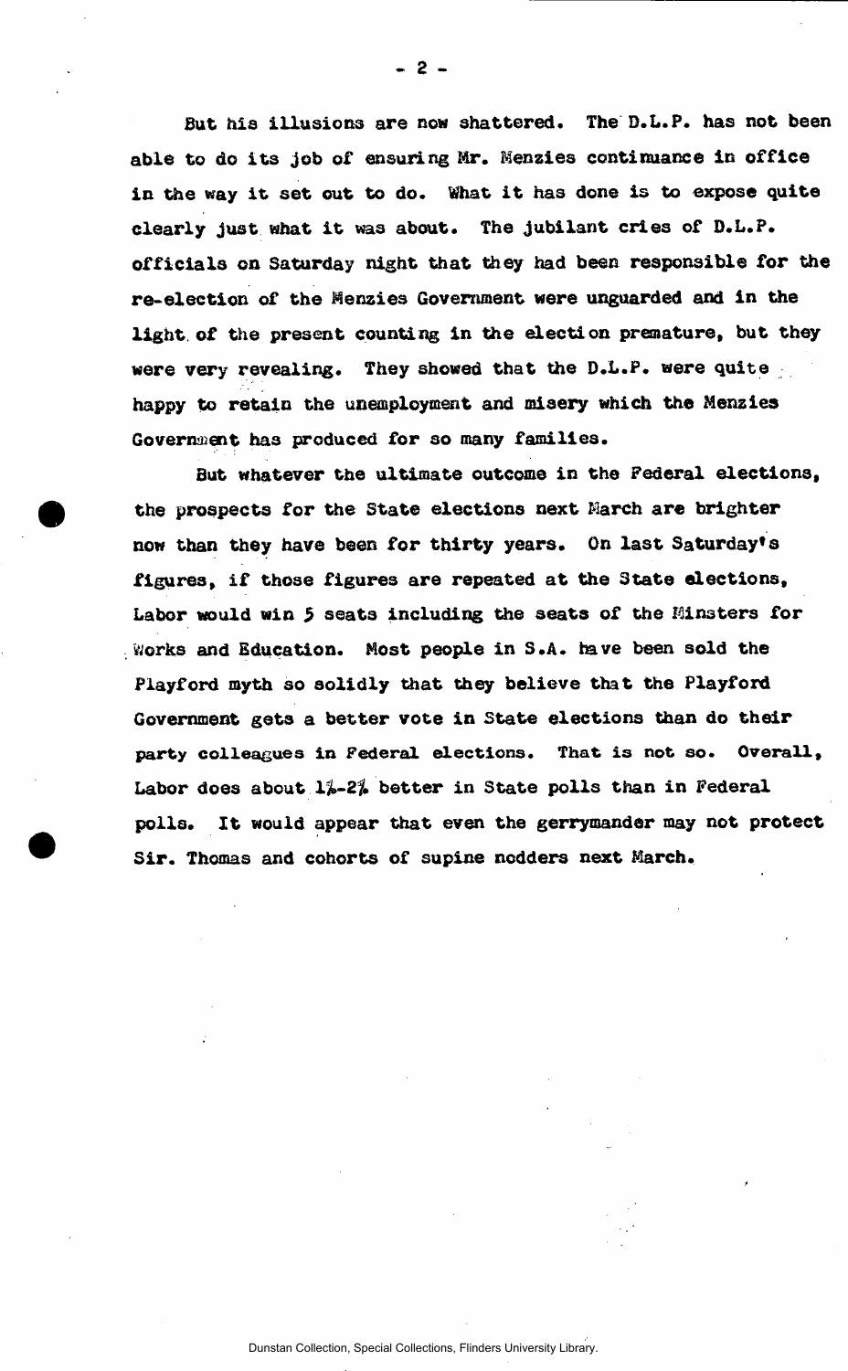But his illusions are now shattered. The D.L.P. has not been able to do its job of ensuring Mr. Menzies continuance in office in the way it set out to do. What it has done is to expose quite clearly just what it was about. The jubilant cries of D.L.P. officials on Saturday night that they had been responsible for the re-election of the Menzies Government were unguarded and in the light of the present counting in the election premature, but they were very revealing. They showed that the D.L.P. were quite happy to retain the unemployment and misery which the Menzies Government has produced for so many families.

But whatever the ultimate outcome in the Federal elections, the prospects for the State elections next March are brighter now than they have been for thirty years. On last Saturday's figures, if those figures are repeated at the State elections, Labor would win 5 seats including the seats of the Minsters for Works and Education. Most people in S.A. have been sold the Playford myth so solidly that they believe that the Playford Government gets a better vote in State elections than do their party colleagues in Federal elections. That is not so. Overall, Labor does about 1%-2% better in State polls than in Federal polls. It would appear that even the gerrymander may not protect Sir. Thomas and cohorts of supine nodders next March.